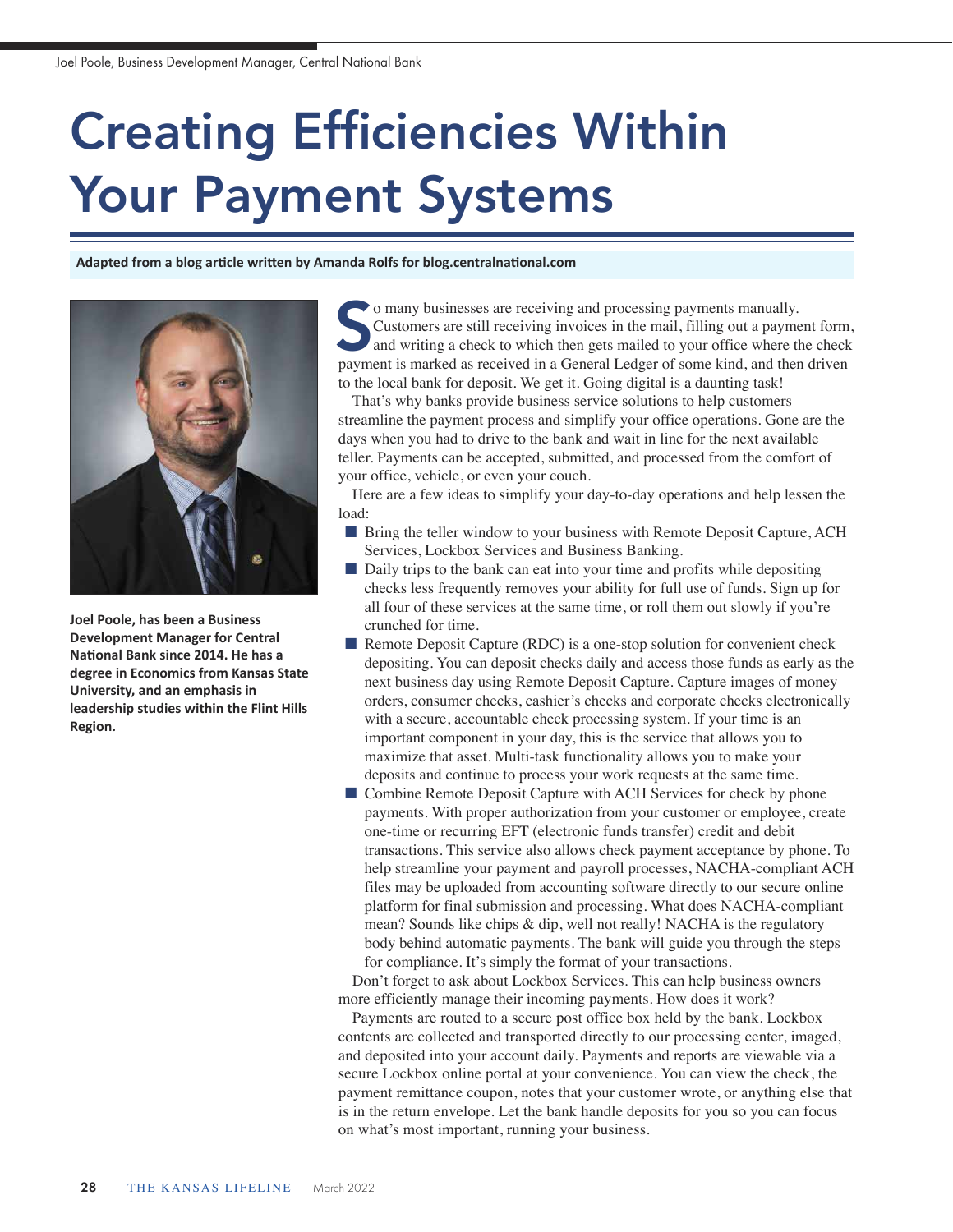Joel Poole, Business Development Manager, Central National Bank

# Creating Efficiencies Within Your Payment Systems

**Adapted from a blog article written by Amanda Rolfs for blog.centralnational.com**

**Joel Poole, has been a Business Development Manager for Central National Bank since 2014. He has a degree in Economics from Kansas State University, and an emphasis in leadership studies within the Flint Hills Region.**

So many businesses are receiving and processing payments manually. Customers are still receiving invoices in the mail, filling out a payment form, and writing a check to which then gets mailed to your office where the check payment is marked as received in a General Ledger of some kind, and then driven to the local bank for deposit. We get it. Going digital is a daunting task!

That's why banks provide business service solutions to help customers streamline the payment process and simplify your office operations. Gone are the days when you had to drive to the bank and wait in line for the next available teller. Payments can be accepted, submitted, and processed from the comfort of your office, vehicle, or even your couch.

Here are a few ideas to simplify your day-to-day operations and help lessen the load:

- Bring the teller window to your business with Remote Deposit Capture, ACH Services, Lockbox Services and Business Banking.
- Daily trips to the bank can eat into your time and profits while depositing checks less frequently removes your ability for full use of funds. Sign up for all four of these services at the same time, or roll them out slowly if you're crunched for time.
- Remote Deposit Capture (RDC) is a one-stop solution for convenient check depositing. You can deposit checks daily and access those funds as early as the next business day using Remote Deposit Capture. Capture images of money orders, consumer checks, cashier's checks and corporate checks electronically with a secure, accountable check processing system. If your time is an important component in your day, this is the service that allows you to maximize that asset. Multi-task functionality allows you to make your deposits and continue to process your work requests at the same time.
- Combine Remote Deposit Capture with ACH Services for check by phone payments. With proper authorization from your customer or employee, create one-time or recurring EFT (electronic funds transfer) credit and debit transactions. This service also allows check payment acceptance by phone. To help streamline your payment and payroll processes, NACHA-compliant ACH files may be uploaded from accounting software directly to our secure online platform for final submission and processing. What does NACHA-compliant mean? Sounds like chips & dip, well not really! NACHA is the regulatory body behind automatic payments. The bank will guide you through the steps for compliance. It's simply the format of your transactions.

Don't forget to ask about Lockbox Services. This can help business owners more efficiently manage their incoming payments. How does it work?

Payments are routed to a secure post office box held by the bank. Lockbox contents are collected and transported directly to our processing center, imaged, and deposited into your account daily. Payments and reports are viewable via a secure Lockbox online portal at your convenience. You can view the check, the payment remittance coupon, notes that your customer wrote, or anything else that is in the return envelope. Let the bank handle deposits for you so you can focus on what's most important, running your business.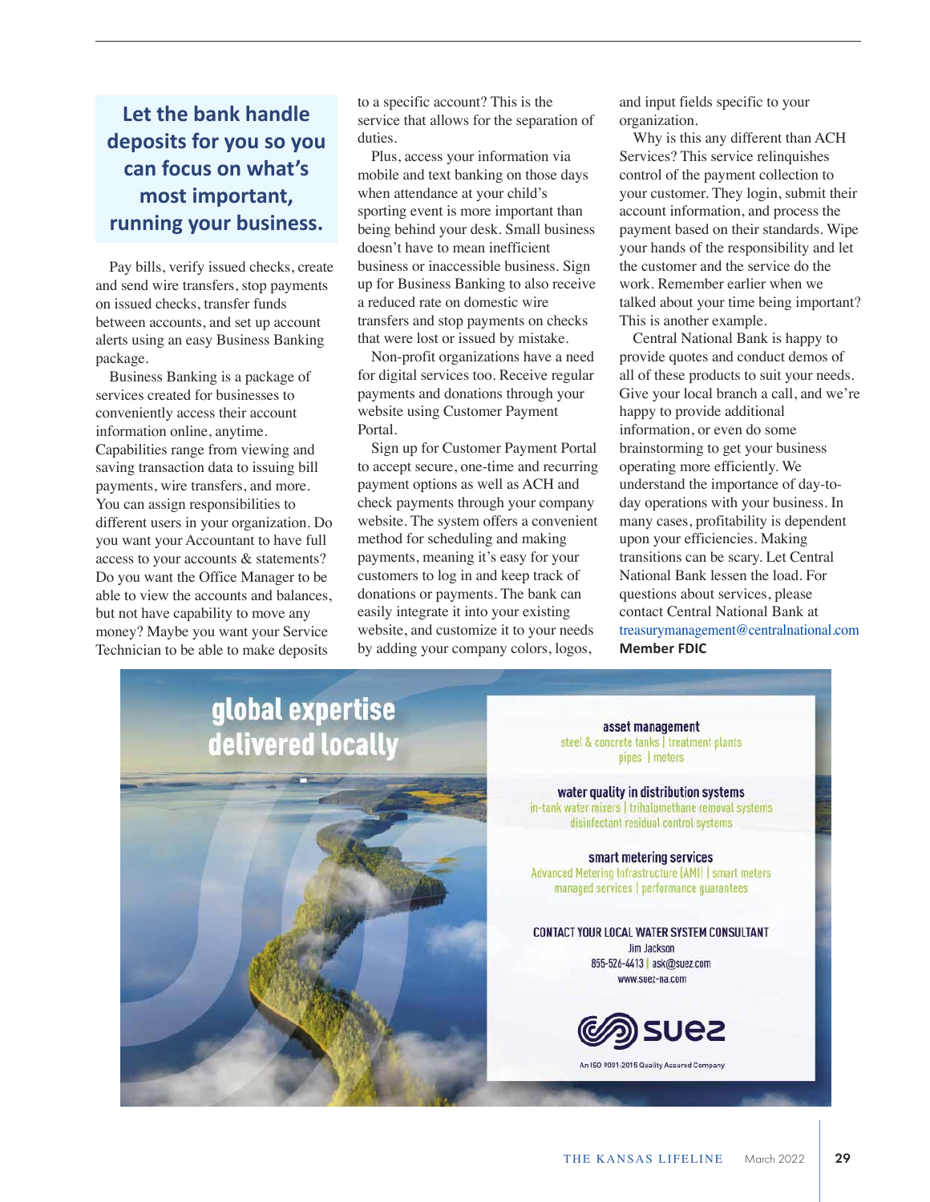**Let the bank handle deposits for you so you can focus on what's most important, running your business.**

Pay bills, verify issued checks, create and send wire transfers, stop payments on issued checks, transfer funds between accounts, and set up account alerts using an easy Business Banking package.

Business Banking is a package of services created for businesses to conveniently access their account information online, anytime. Capabilities range from viewing and saving transaction data to issuing bill payments, wire transfers, and more. You can assign responsibilities to different users in your organization. Do you want your Accountant to have full access to your accounts & statements? Do you want the Office Manager to be able to view the accounts and balances, but not have capability to move any money? Maybe you want your Service Technician to be able to make deposits to a specific account? This is the service that allows for the separation of duties.

Plus, access your information via mobile and text banking on those days when attendance at your child's sporting event is more important than being behind your desk. Small business doesn't have to mean inefficient business or inaccessible business. Sign up for Business Banking to also receive a reduced rate on domestic wire transfers and stop payments on checks that were lost or issued by mistake.

Non-profit organizations have a need for digital services too. Receive regular payments and donations through your website using Customer Payment Portal.

Sign up for Customer Payment Portal to accept secure, one-time and recurring payment options as well as ACH and check payments through your company website. The system offers a convenient method for scheduling and making payments, meaning it's easy for your customers to log in and keep track of donations or payments. The bank can easily integrate it into your existing website, and customize it to your needs by adding your company colors, logos, and input fields specific to your organization.

Why is this any different than ACH Services? This service relinquishes control of the payment collection to your customer. They login, submit their account information, and process the payment based on their standards. Wipe your hands of the responsibility and let the customer and the service do the work. Remember earlier when we talked about your time being important? This is another example.

Central National Bank is happy to provide quotes and conduct demos of all of these products to suit your needs. Give your local branch a call, and we're happy to provide additional information, or even do some brainstorming to get your business operating more efficiently. We understand the importance of day-to-day operations with your business. In many cases, profitability is dependent upon your efficiencies. Making transitions can be scary. Let Central National Bank lessen the load. For questions about services, please contact Central National Bank at treasurymanagement@centralnational.com

**Member FDIC**

global expertise delivered locally

**asset management**
steel & concrete tanks | treatment plants
pipes | meters

**water quality in distribution systems**
in-tank water mixers | trihalomethane removal systems
disinfectant residual control systems

**smart metering services**
Advanced Metering Infrastructure (AMI) | smart meters
managed services | performance guarantees

CONTACT YOUR LOCAL WATER SYSTEM CONSULTANT
Jim Jackson
855-526-4413 | ask@suez.com
www.suez-na.com

suez

An ISO 9001:2015 Quality Assured Company